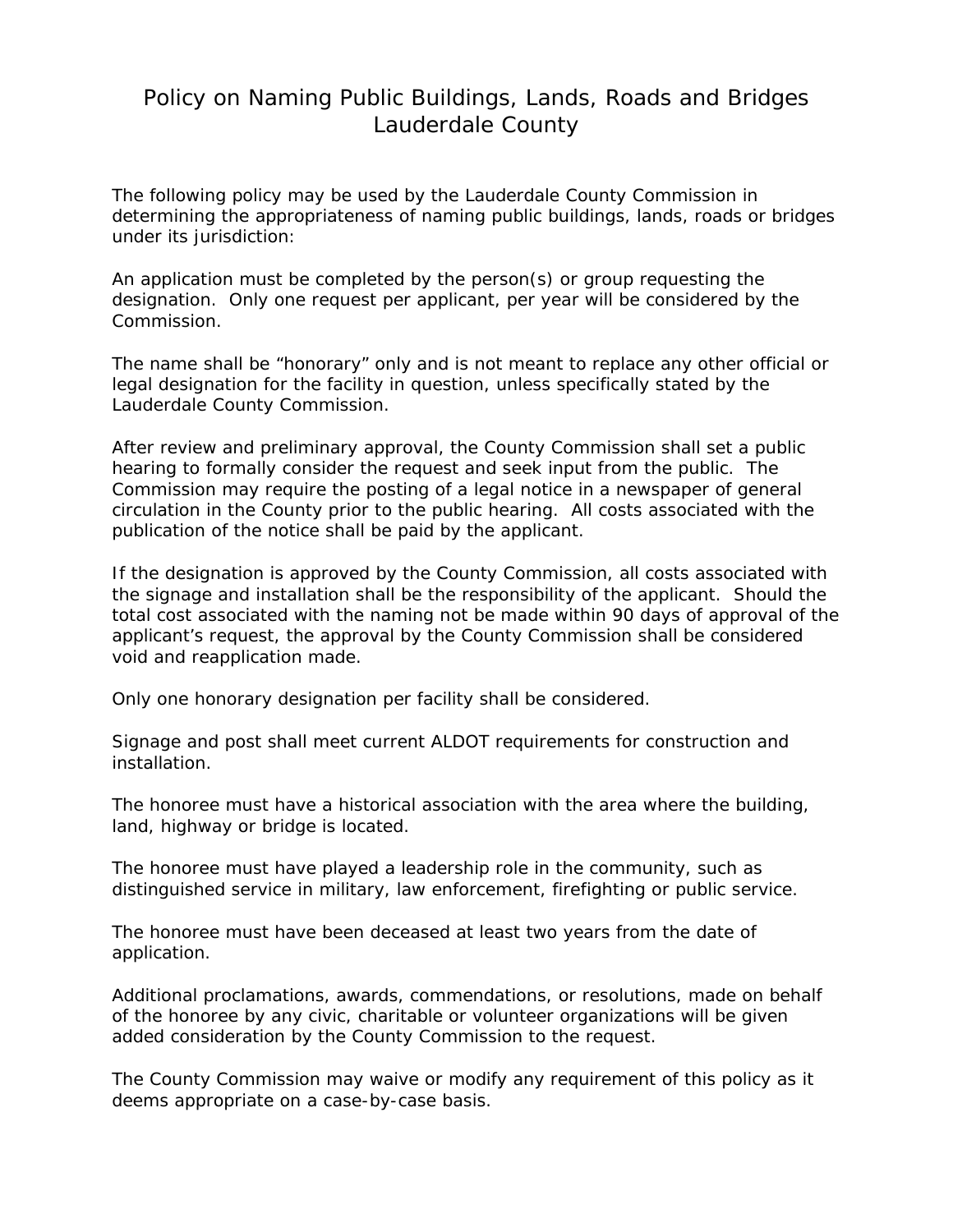# Policy on Naming Public Buildings, Lands, Roads and Bridges
# Lauderdale County

The following policy may be used by the Lauderdale County Commission in determining the appropriateness of naming public buildings, lands, roads or bridges under its jurisdiction:

An application must be completed by the person(s) or group requesting the designation. Only one request per applicant, per year will be considered by the Commission.

The name shall be "honorary" only and is not meant to replace any other official or legal designation for the facility in question, unless specifically stated by the Lauderdale County Commission.

After review and preliminary approval, the County Commission shall set a public hearing to formally consider the request and seek input from the public. The Commission may require the posting of a legal notice in a newspaper of general circulation in the County prior to the public hearing. All costs associated with the publication of the notice shall be paid by the applicant.

If the designation is approved by the County Commission, all costs associated with the signage and installation shall be the responsibility of the applicant. Should the total cost associated with the naming not be made within 90 days of approval of the applicant's request, the approval by the County Commission shall be considered void and reapplication made.

Only one honorary designation per facility shall be considered.

Signage and post shall meet current ALDOT requirements for construction and installation.

The honoree must have a historical association with the area where the building, land, highway or bridge is located.

The honoree must have played a leadership role in the community, such as distinguished service in military, law enforcement, firefighting or public service.

The honoree must have been deceased at least two years from the date of application.

Additional proclamations, awards, commendations, or resolutions, made on behalf of the honoree by any civic, charitable or volunteer organizations will be given added consideration by the County Commission to the request.

The County Commission may waive or modify any requirement of this policy as it deems appropriate on a case-by-case basis.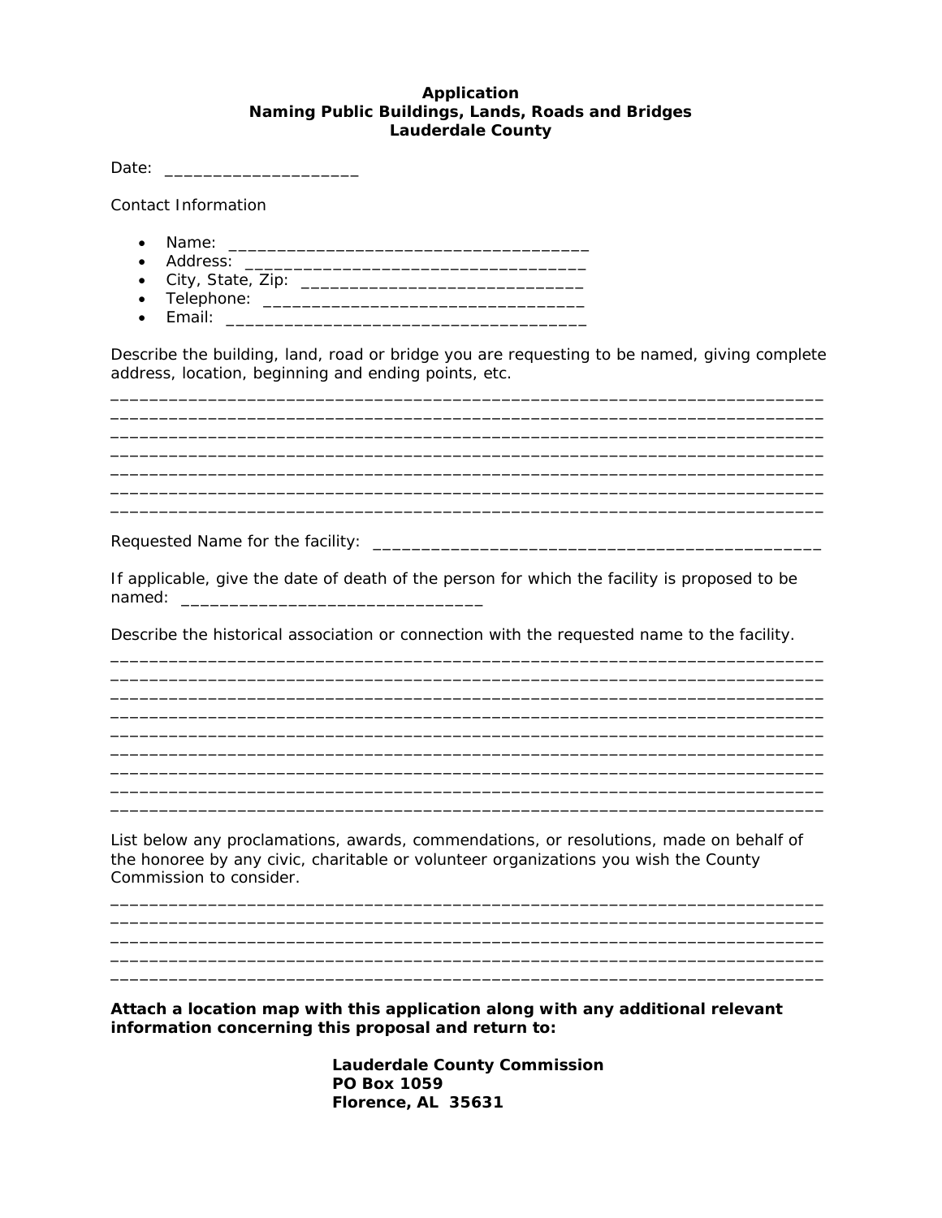**Application**
**Naming Public Buildings, Lands, Roads and Bridges**
**Lauderdale County**

Date: ____________________

Contact Information

- Name: _____________________________________
- Address: ___________________________________
- City, State, Zip: _____________________________
- Telephone: ________________________________
- Email: _____________________________________

Describe the building, land, road or bridge you are requesting to be named, giving complete address, location, beginning and ending points, etc.

__________________________________________________________________________
__________________________________________________________________________
__________________________________________________________________________
__________________________________________________________________________
__________________________________________________________________________
__________________________________________________________________________
__________________________________________________________________________

Requested Name for the facility: _______________________________________________

If applicable, give the date of death of the person for which the facility is proposed to be named: _______________________________

Describe the historical association or connection with the requested name to the facility.

__________________________________________________________________________
__________________________________________________________________________
__________________________________________________________________________
__________________________________________________________________________
__________________________________________________________________________
__________________________________________________________________________
__________________________________________________________________________
__________________________________________________________________________
__________________________________________________________________________

List below any proclamations, awards, commendations, or resolutions, made on behalf of the honoree by any civic, charitable or volunteer organizations you wish the County Commission to consider.

__________________________________________________________________________
__________________________________________________________________________
__________________________________________________________________________
__________________________________________________________________________
__________________________________________________________________________

**Attach a location map with this application along with any additional relevant information concerning this proposal and return to:**

**Lauderdale County Commission**
**PO Box 1059**
**Florence, AL 35631**